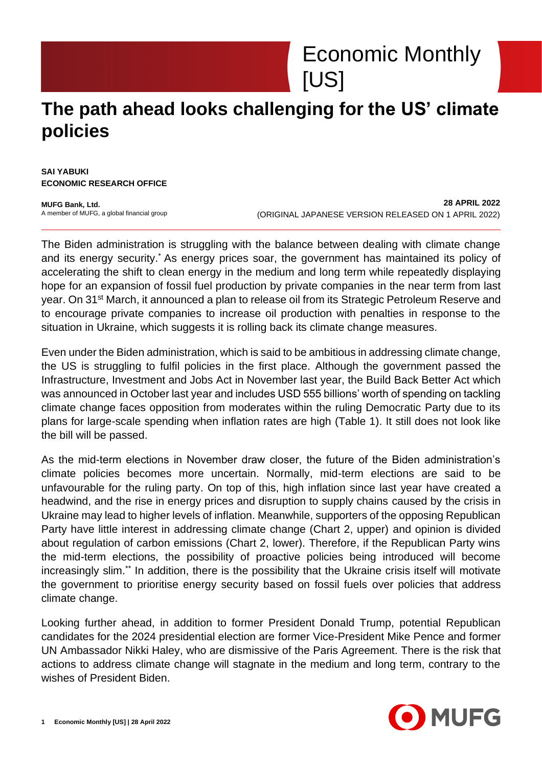Economic Monthly [US]

# The path ahead looks challenging for the US' climate policies

**SAI YABUKI**
**ECONOMIC RESEARCH OFFICE**

**MUFG Bank, Ltd.**
A member of MUFG, a global financial group

**28 APRIL 2022**
(ORIGINAL JAPANESE VERSION RELEASED ON 1 APRIL 2022)

---

The Biden administration is struggling with the balance between dealing with climate change and its energy security.* As energy prices soar, the government has maintained its policy of accelerating the shift to clean energy in the medium and long term while repeatedly displaying hope for an expansion of fossil fuel production by private companies in the near term from last year. On 31st March, it announced a plan to release oil from its Strategic Petroleum Reserve and to encourage private companies to increase oil production with penalties in response to the situation in Ukraine, which suggests it is rolling back its climate change measures.

Even under the Biden administration, which is said to be ambitious in addressing climate change, the US is struggling to fulfil policies in the first place. Although the government passed the Infrastructure, Investment and Jobs Act in November last year, the Build Back Better Act which was announced in October last year and includes USD 555 billions' worth of spending on tackling climate change faces opposition from moderates within the ruling Democratic Party due to its plans for large-scale spending when inflation rates are high (Table 1). It still does not look like the bill will be passed.

As the mid-term elections in November draw closer, the future of the Biden administration's climate policies becomes more uncertain. Normally, mid-term elections are said to be unfavourable for the ruling party. On top of this, high inflation since last year have created a headwind, and the rise in energy prices and disruption to supply chains caused by the crisis in Ukraine may lead to higher levels of inflation. Meanwhile, supporters of the opposing Republican Party have little interest in addressing climate change (Chart 2, upper) and opinion is divided about regulation of carbon emissions (Chart 2, lower). Therefore, if the Republican Party wins the mid-term elections, the possibility of proactive policies being introduced will become increasingly slim.** In addition, there is the possibility that the Ukraine crisis itself will motivate the government to prioritise energy security based on fossil fuels over policies that address climate change.

Looking further ahead, in addition to former President Donald Trump, potential Republican candidates for the 2024 presidential election are former Vice-President Mike Pence and former UN Ambassador Nikki Haley, who are dismissive of the Paris Agreement. There is the risk that actions to address climate change will stagnate in the medium and long term, contrary to the wishes of President Biden.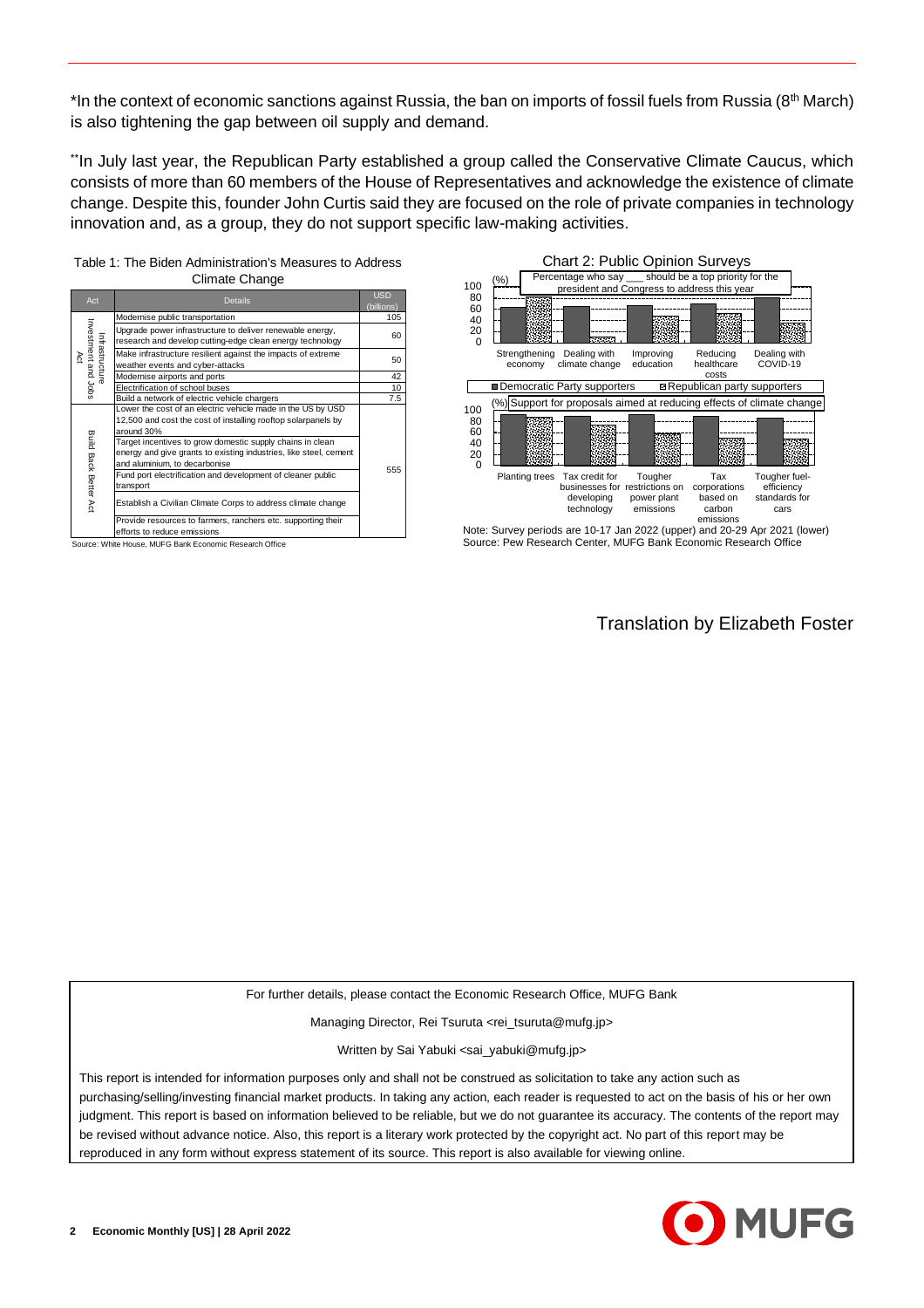*In the context of economic sanctions against Russia, the ban on imports of fossil fuels from Russia (8th March) is also tightening the gap between oil supply and demand.

**In July last year, the Republican Party established a group called the Conservative Climate Caucus, which consists of more than 60 members of the House of Representatives and acknowledge the existence of climate change. Despite this, founder John Curtis said they are focused on the role of private companies in technology innovation and, as a group, they do not support specific law-making activities.

Table 1: The Biden Administration's Measures to Address Climate Change

| Act | Details | USD (billions) |
|---|---|---|
| Infrastructure Investment and Jobs Act | Modernise public transportation | 105 |
| | Upgrade power infrastructure to deliver renewable energy, research and develop cutting-edge clean energy technology | 60 |
| | Make infrastructure resilient against the impacts of extreme weather events and cyber-attacks | 50 |
| | Modernise airports and ports | 42 |
| | Electrification of school buses | 10 |
| | Build a network of electric vehicle chargers | 7.5 |
| Build Back Better Act | Lower the cost of an electric vehicle made in the US by USD 12,500 and cost the cost of installing rooftop solarpanels by around 30% | 555 |
| | Target incentives to grow domestic supply chains in clean energy and give grants to existing industries, like steel, cement and aluminium, to decarbonise | |
| | Fund port electrification and development of cleaner public transport | |
| | Establish a Civilian Climate Corps to address climate change | |
| | Provide resources to farmers, ranchers etc. supporting their efforts to reduce emissions | |

Source: White House, MUFG Bank Economic Research Office

Chart 2: Public Opinion Surveys

(%)
Percentage who say ___ should be a top priority for the president and Congress to address this year
100
80
60
40
20
0
Strengthening economy
Dealing with climate change
Improving education
Reducing healthcare costs
Dealing with COVID-19

Democratic Party supporters
Republican party supporters

(%) Support for proposals aimed at reducing effects of climate change
100
80
60
40
20
0
Planting trees
Tax credit for businesses for developing technology
Tougher restrictions on power plant emissions
Tax corporations based on carbon emissions
Tougher fuel-efficiency standards for cars

Note: Survey periods are 10-17 Jan 2022 (upper) and 20-29 Apr 2021 (lower)
Source: Pew Research Center, MUFG Bank Economic Research Office

Translation by Elizabeth Foster

For further details, please contact the Economic Research Office, MUFG Bank

Managing Director, Rei Tsuruta <rei_tsuruta@mufg.jp>

Written by Sai Yabuki <sai_yabuki@mufg.jp>

This report is intended for information purposes only and shall not be construed as solicitation to take any action such as purchasing/selling/investing financial market products. In taking any action, each reader is requested to act on the basis of his or her own judgment. This report is based on information believed to be reliable, but we do not guarantee its accuracy. The contents of the report may be revised without advance notice. Also, this report is a literary work protected by the copyright act. No part of this report may be reproduced in any form without express statement of its source. This report is also available for viewing online.